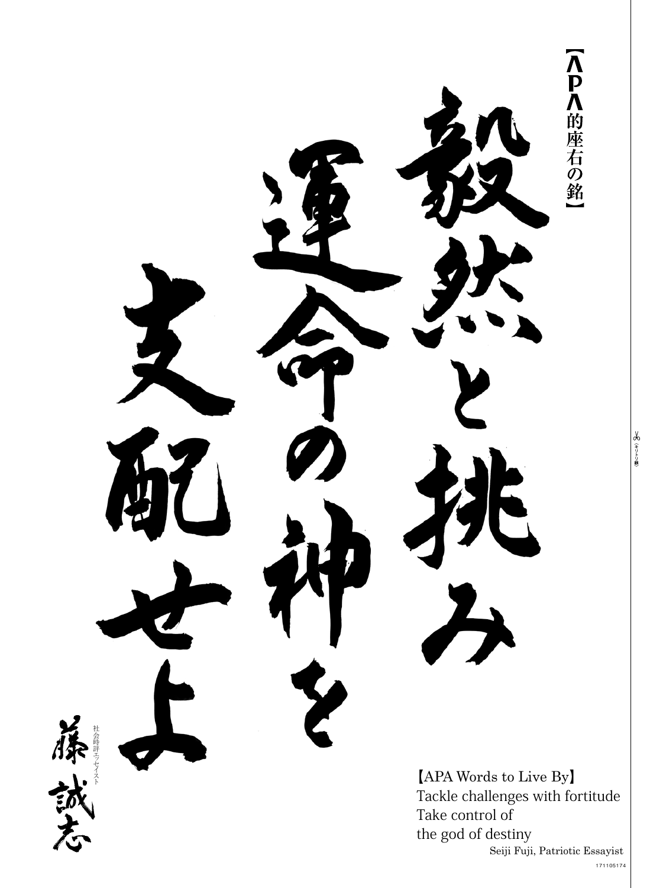【APA的座右の銘】

毅然と挑み
運命の神を
支配せよ

社会時評エッセイスト
藤 誠志

【APA Words to Live By】
Tackle challenges with fortitude
Take control of
the god of destiny

Seiji Fuji, Patriotic Essayist

171105174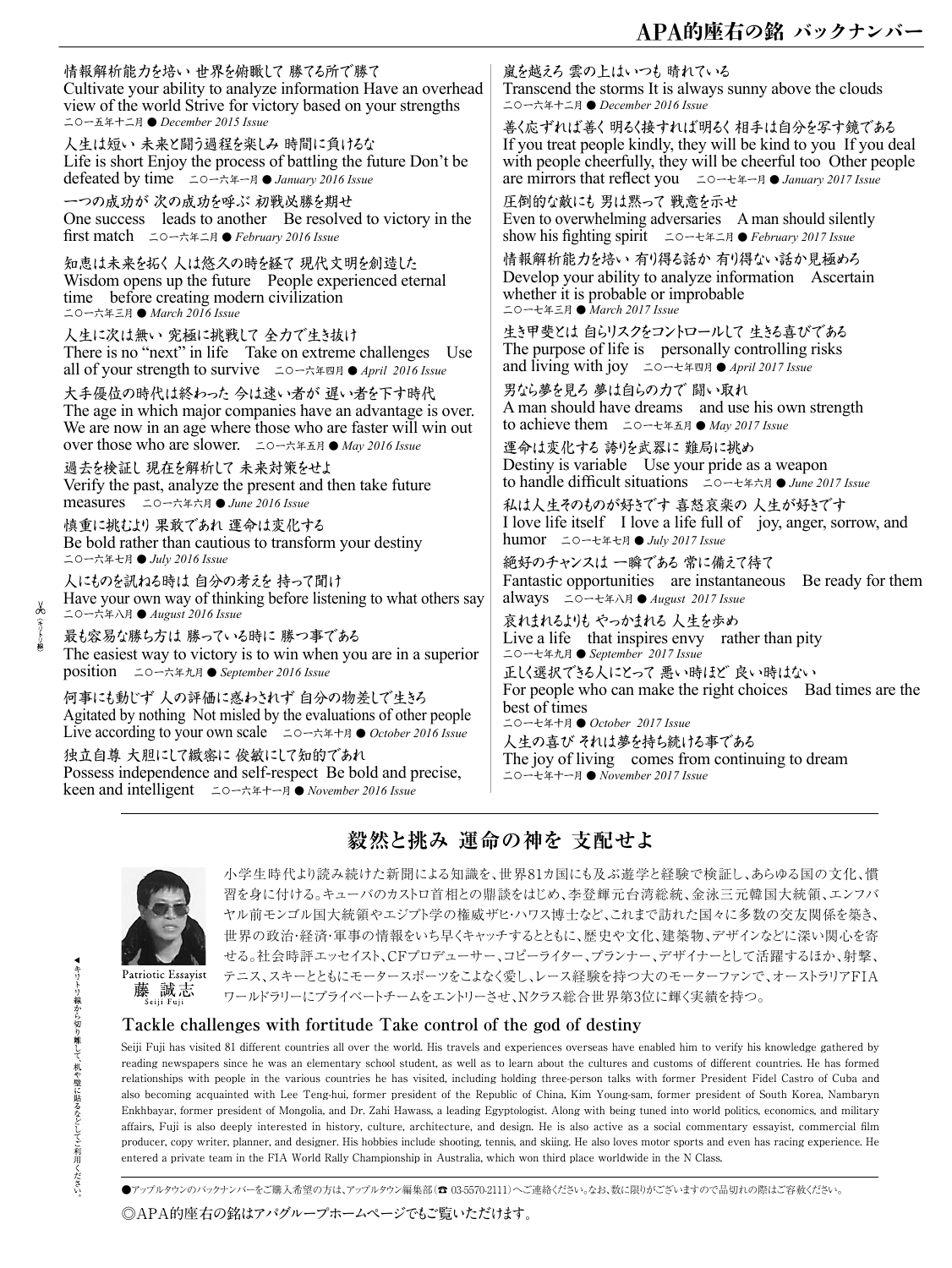## APA的座右の銘 バックナンバー

情報解析能力を培い 世界を俯瞰して 勝てる所で勝て
Cultivate your ability to analyze information Have an overhead view of the world Strive for victory based on your strengths
二〇一五年十二月 ● *December 2015 Issue*

人生は短い 未来と闘う過程を楽しみ 時間に負けるな
Life is short Enjoy the process of battling the future Don't be defeated by time 二〇一六年一月 ● *January 2016 Issue*

一つの成功が 次の成功を呼ぶ 初戦必勝を期せ
One success leads to another Be resolved to victory in the first match 二〇一六年二月 ● *February 2016 Issue*

知恵は未来を拓く 人は悠久の時を経て 現代文明を創造した
Wisdom opens up the future People experienced eternal time before creating modern civilization
二〇一六年三月 ● *March 2016 Issue*

人生に次は無い 究極に挑戦して 全力で生き抜け
There is no "next" in life Take on extreme challenges Use all of your strength to survive 二〇一六年四月 ● *April 2016 Issue*

大手優位の時代は終わった 今は速い者が 遅い者を下す時代
The age in which major companies have an advantage is over. We are now in an age where those who are faster will win out over those who are slower. 二〇一六年五月 ● *May 2016 Issue*

過去を検証し 現在を解析して 未来対策をせよ
Verify the past, analyze the present and then take future measures 二〇一六年六月 ● *June 2016 Issue*

慎重に挑むより 果敢であれ 運命は変化する
Be bold rather than cautious to transform your destiny
二〇一六年七月 ● *July 2016 Issue*

人にものを訊ねる時は 自分の考えを 持って聞け
Have your own way of thinking before listening to what others say
二〇一六年八月 ● *August 2016 Issue*

最も容易な勝ち方は 勝っている時に 勝つ事である
The easiest way to victory is to win when you are in a superior position 二〇一六年九月 ● *September 2016 Issue*

何事にも動じず 人の評価に惑わされず 自分の物差しで生きろ
Agitated by nothing Not misled by the evaluations of other people Live according to your own scale 二〇一六年十月 ● *October 2016 Issue*

独立自尊 大胆にして緻密に 俊敏にして知的であれ
Possess independence and self-respect Be bold and precise, keen and intelligent 二〇一六年十一月 ● *November 2016 Issue*

嵐を越えろ 雲の上はいつも 晴れている
Transcend the storms It is always sunny above the clouds
二〇一六年十二月 ● *December 2016 Issue*

善く応ずれば善く 明るく接すれば明るく 相手は自分を写す鏡である
If you treat people kindly, they will be kind to you If you deal with people cheerfully, they will be cheerful too Other people are mirrors that reflect you 二〇一七年一月 ● *January 2017 Issue*

圧倒的な敵にも 男は黙って 戦意を示せ
Even to overwhelming adversaries A man should silently show his fighting spirit 二〇一七年二月 ● *February 2017 Issue*

情報解析能力を培い 有り得る話か 有り得ない話か見極めろ
Develop your ability to analyze information Ascertain whether it is probable or improbable
二〇一七年三月 ● *March 2017 Issue*

生き甲斐とは 自らリスクをコントロールして 生きる喜びである
The purpose of life is personally controlling risks and living with joy 二〇一七年四月 ● *April 2017 Issue*

男なら夢を見ろ 夢は自らの力で 闘い取れ
A man should have dreams and use his own strength to achieve them 二〇一七年五月 ● *May 2017 Issue*

運命は変化する 誇りを武器に 難局に挑め
Destiny is variable Use your pride as a weapon to handle difficult situations 二〇一七年六月 ● *June 2017 Issue*

私は人生そのものが好きです 喜怒哀楽の 人生が好きです
I love life itself I love a life full of joy, anger, sorrow, and humor 二〇一七年七月 ● *July 2017 Issue*

絶好のチャンスは 一瞬である 常に備えて待て
Fantastic opportunities are instantaneous Be ready for them always 二〇一七年八月 ● *August 2017 Issue*

哀れまれるよりも やっかまれる 人生を歩め
Live a life that inspires envy rather than pity
二〇一七年九月 ● *September 2017 Issue*

正しく選択できる人にとって 悪い時ほど 良い時はない
For people who can make the right choices Bad times are the best of times
二〇一七年十月 ● *October 2017 Issue*

人生の喜び それは夢を持ち続ける事である
The joy of living comes from continuing to dream
二〇一七年十一月 ● *November 2017 Issue*

## 毅然と挑み 運命の神を 支配せよ

Patriotic Essayist
藤 誠志
Seiji Fuji

小学生時代より読み続けた新聞による知識を、世界81カ国にも及ぶ遊学と経験で検証し、あらゆる国の文化、慣習を身に付ける。キューバのカストロ首相との鼎談をはじめ、李登輝元台湾総統、金泳三元韓国大統領、エンフバヤル前モンゴル国大統領やエジプト学の権威ザヒ・ハワス博士など、これまで訪れた国々に多数の交友関係を築き、世界の政治・経済・軍事の情報をいち早くキャッチするとともに、歴史や文化、建築物、デザインなどに深い関心を寄せる。社会時評エッセイスト、CFプロデューサー、コピーライター、プランナー、デザイナーとして活躍するほか、射撃、テニス、スキーとともにモータースポーツをこよなく愛し、レース経験を持つ大のモーターファンで、オーストラリアFIAワールドラリーにプライベートチームをエントリーさせ、Nクラス総合世界第3位に輝く実績を持つ。

### Tackle challenges with fortitude Take control of the god of destiny

Seiji Fuji has visited 81 different countries all over the world. His travels and experiences overseas have enabled him to verify his knowledge gathered by reading newspapers since he was an elementary school student, as well as to learn about the cultures and customs of different countries. He has formed relationships with people in the various countries he has visited, including holding three-person talks with former President Fidel Castro of Cuba and also becoming acquainted with Lee Teng-hui, former president of the Republic of China, Kim Young-sam, former president of South Korea, Nambaryn Enkhbayar, former president of Mongolia, and Dr. Zahi Hawass, a leading Egyptologist. Along with being tuned into world politics, economics, and military affairs, Fuji is also deeply interested in history, culture, architecture, and design. He is also active as a social commentary essayist, commercial film producer, copy writer, planner, and designer. His hobbies include shooting, tennis, and skiing. He also loves motor sports and even has racing experience. He entered a private team in the FIA World Rally Championship in Australia, which won third place worldwide in the N Class.

◀キリトリ線から切り離して、机や壁に貼るなどしてご利用ください。

●アップルタウンのバックナンバーをご購入希望の方は、アップルタウン編集部（☎ 03-5570-2111）へご連絡ください。なお、数に限りがございますので品切れの際はご容赦ください。

◎APA的座右の銘はアパグループホームページでもご覧いただけます。